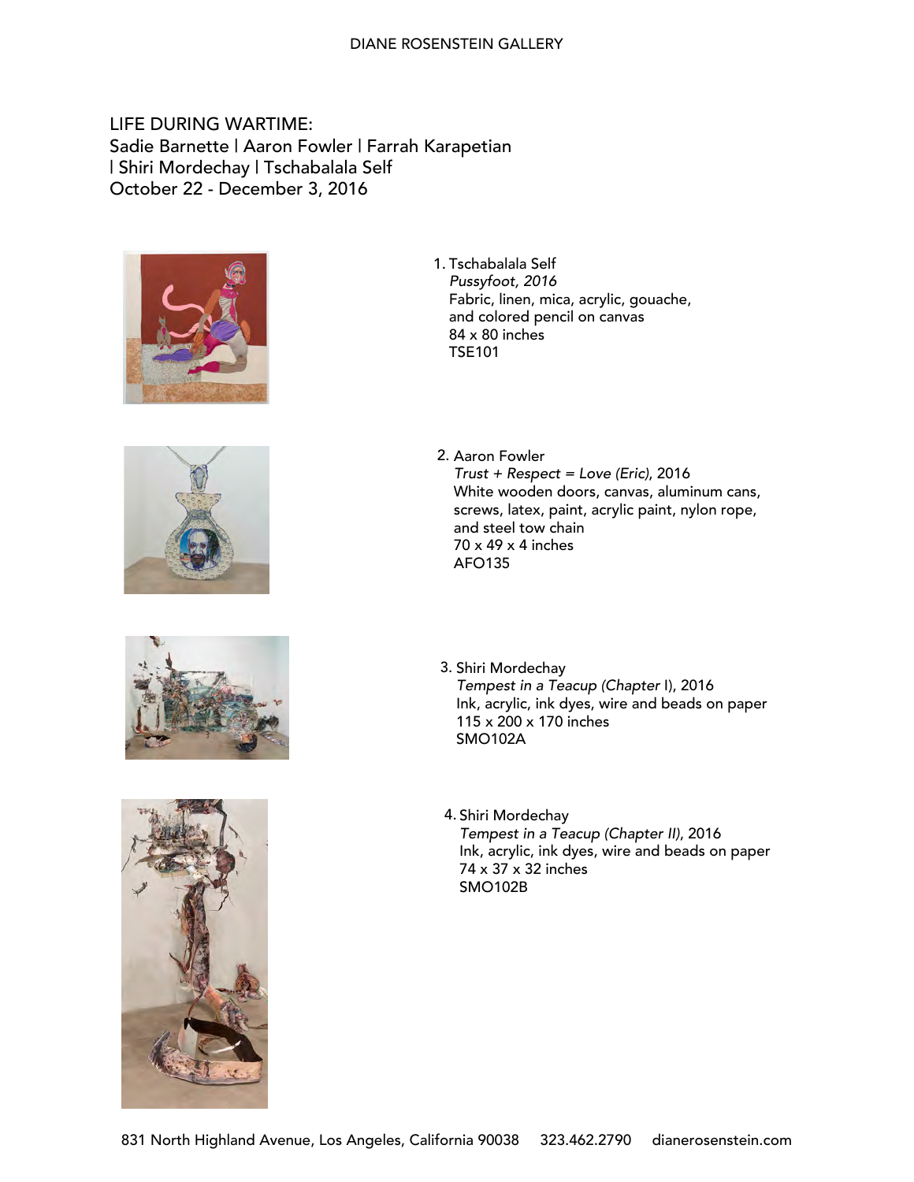DIANE ROSENSTEIN GALLERY

# LIFE DURING WARTIME:
## Sadie Barnette | Aaron Fowler | Farrah Karapetian | Shiri Mordechay | Tschabalala Self
## October 22 - December 3, 2016

1. Tschabalala Self
   *Pussyfoot, 2016*
   Fabric, linen, mica, acrylic, gouache, and colored pencil on canvas
   84 x 80 inches
   TSE101

2. Aaron Fowler
   *Trust + Respect = Love (Eric)*, 2016
   White wooden doors, canvas, aluminum cans, screws, latex, paint, acrylic paint, nylon rope, and steel tow chain
   70 x 49 x 4 inches
   AFO135

3. Shiri Mordechay
   *Tempest in a Teacup (Chapter* I), 2016
   Ink, acrylic, ink dyes, wire and beads on paper
   115 x 200 x 170 inches
   SMO102A

4. Shiri Mordechay
   *Tempest in a Teacup (Chapter II)*, 2016
   Ink, acrylic, ink dyes, wire and beads on paper
   74 x 37 x 32 inches
   SMO102B

831 North Highland Avenue, Los Angeles, California 90038 323.462.2790 dianerosenstein.com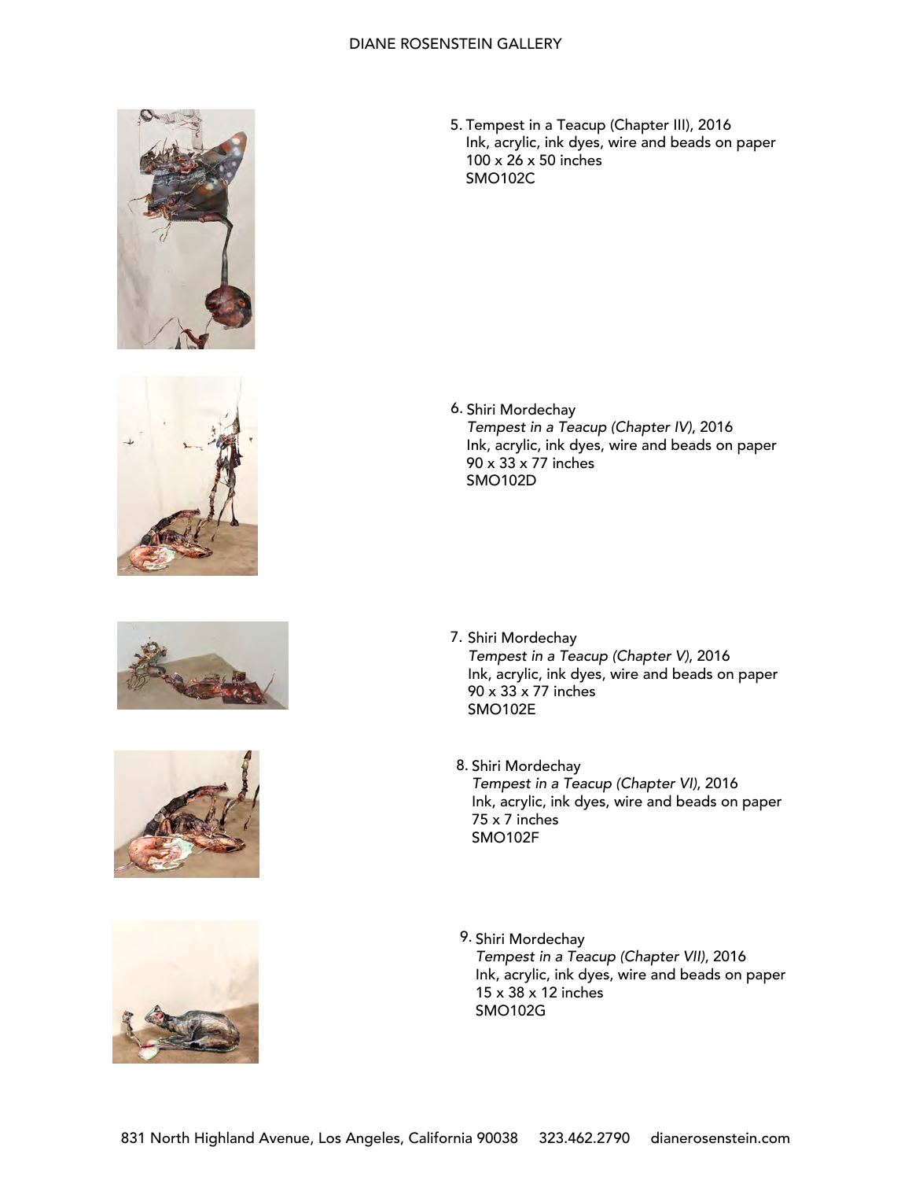5. Tempest in a Teacup (Chapter III), 2016
   Ink, acrylic, ink dyes, wire and beads on paper
   100 x 26 x 50 inches
   SMO102C

6. Shiri Mordechay
   *Tempest in a Teacup (Chapter IV)*, 2016
   Ink, acrylic, ink dyes, wire and beads on paper
   90 x 33 x 77 inches
   SMO102D

7. Shiri Mordechay
   *Tempest in a Teacup (Chapter V)*, 2016
   Ink, acrylic, ink dyes, wire and beads on paper
   90 x 33 x 77 inches
   SMO102E

8. Shiri Mordechay
   *Tempest in a Teacup (Chapter VI)*, 2016
   Ink, acrylic, ink dyes, wire and beads on paper
   75 x 7 inches
   SMO102F

9. Shiri Mordechay
   *Tempest in a Teacup (Chapter VII)*, 2016
   Ink, acrylic, ink dyes, wire and beads on paper
   15 x 38 x 12 inches
   SMO102G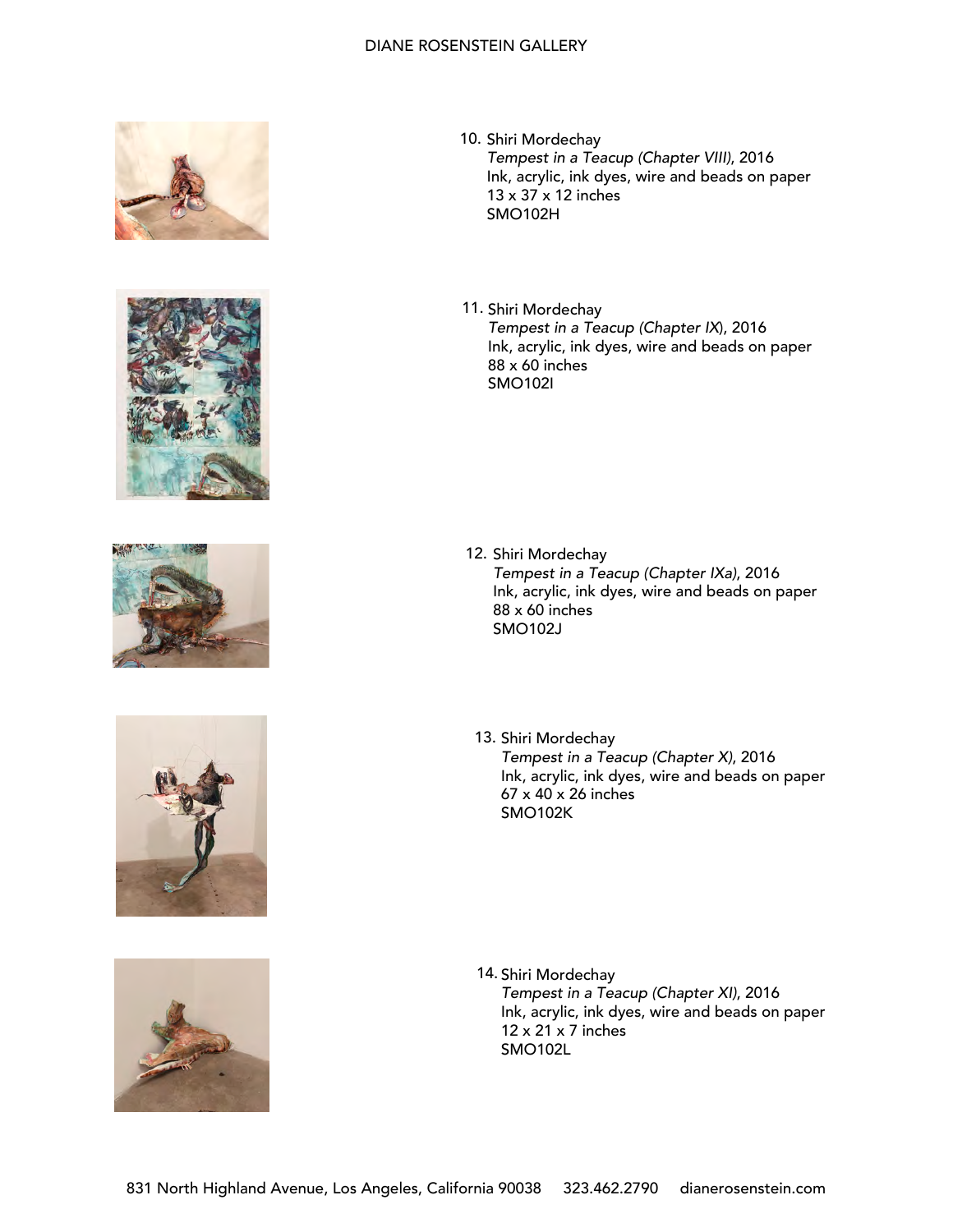10. Shiri Mordechay
    *Tempest in a Teacup (Chapter VIII)*, 2016
    Ink, acrylic, ink dyes, wire and beads on paper
    13 x 37 x 12 inches
    SMO102H

11. Shiri Mordechay
    *Tempest in a Teacup (Chapter IX*), 2016
    Ink, acrylic, ink dyes, wire and beads on paper
    88 x 60 inches
    SMO102I

12. Shiri Mordechay
    *Tempest in a Teacup (Chapter IXa)*, 2016
    Ink, acrylic, ink dyes, wire and beads on paper
    88 x 60 inches
    SMO102J

13. Shiri Mordechay
    *Tempest in a Teacup (Chapter X)*, 2016
    Ink, acrylic, ink dyes, wire and beads on paper
    67 x 40 x 26 inches
    SMO102K

14. Shiri Mordechay
    *Tempest in a Teacup (Chapter XI)*, 2016
    Ink, acrylic, ink dyes, wire and beads on paper
    12 x 21 x 7 inches
    SMO102L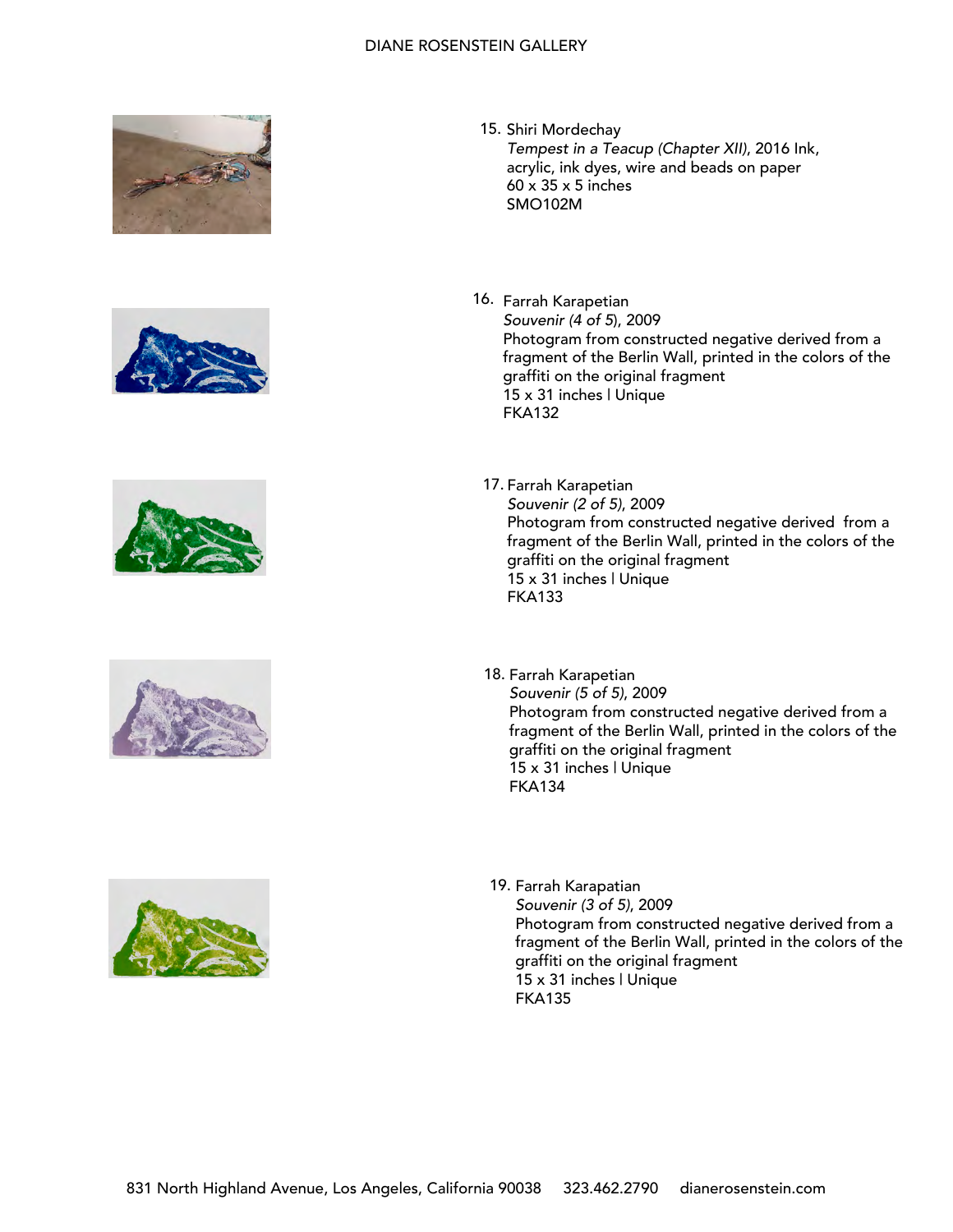15. Shiri Mordechay
    *Tempest in a Teacup (Chapter XII)*, 2016 Ink, acrylic, ink dyes, wire and beads on paper
    60 x 35 x 5 inches
    SMO102M

16. Farrah Karapetian
    *Souvenir (4 of 5*), 2009
    Photogram from constructed negative derived from a fragment of the Berlin Wall, printed in the colors of the graffiti on the original fragment
    15 x 31 inches l Unique
    FKA132

17. Farrah Karapetian
    *Souvenir (2 of 5)*, 2009
    Photogram from constructed negative derived from a fragment of the Berlin Wall, printed in the colors of the graffiti on the original fragment
    15 x 31 inches l Unique
    FKA133

18. Farrah Karapetian
    *Souvenir (5 of 5)*, 2009
    Photogram from constructed negative derived from a fragment of the Berlin Wall, printed in the colors of the graffiti on the original fragment
    15 x 31 inches l Unique
    FKA134

19. Farrah Karapatian
    *Souvenir (3 of 5)*, 2009
    Photogram from constructed negative derived from a fragment of the Berlin Wall, printed in the colors of the graffiti on the original fragment
    15 x 31 inches l Unique
    FKA135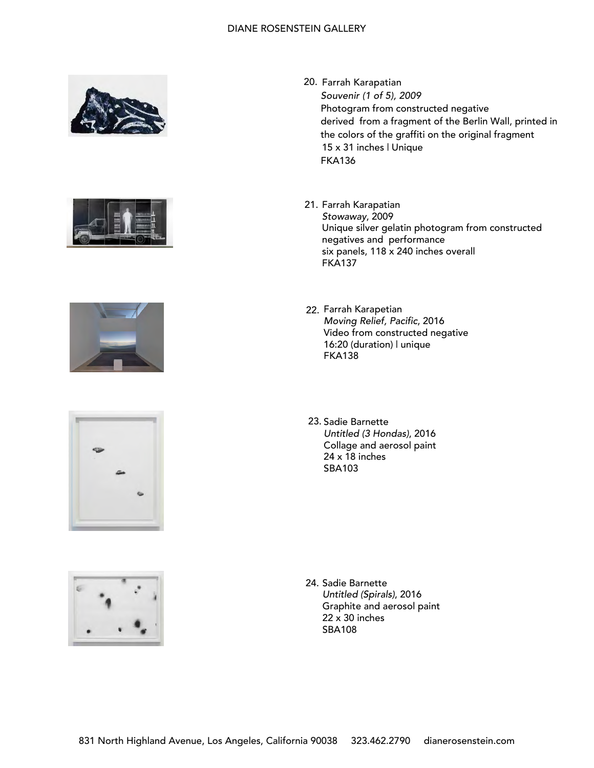20. Farrah Karapatian
    *Souvenir (1 of 5), 2009*
    Photogram from constructed negative
    derived from a fragment of the Berlin Wall, printed in the colors of the graffiti on the original fragment
    15 x 31 inches | Unique
    FKA136

21. Farrah Karapatian
    *Stowaway*, 2009
    Unique silver gelatin photogram from constructed negatives and performance
    six panels, 118 x 240 inches overall
    FKA137

22. Farrah Karapetian
    *Moving Relief, Pacific*, 2016
    Video from constructed negative
    16:20 (duration) | unique
    FKA138

23. Sadie Barnette
    *Untitled (3 Hondas)*, 2016
    Collage and aerosol paint
    24 x 18 inches
    SBA103

24. Sadie Barnette
    *Untitled (Spirals)*, 2016
    Graphite and aerosol paint
    22 x 30 inches
    SBA108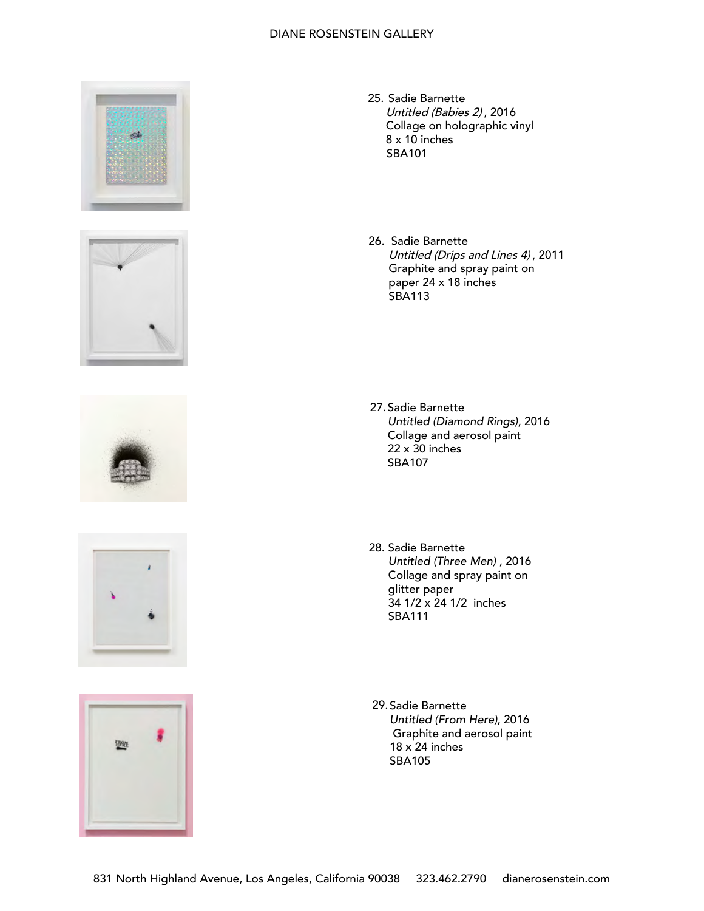25. Sadie Barnette
    *Untitled (Babies 2)* , 2016
    Collage on holographic vinyl
    8 x 10 inches
    SBA101

26. Sadie Barnette
    *Untitled (Drips and Lines 4)* , 2011
    Graphite and spray paint on
    paper 24 x 18 inches
    SBA113

27. Sadie Barnette
    *Untitled (Diamond Rings)*, 2016
    Collage and aerosol paint
    22 x 30 inches
    SBA107

28. Sadie Barnette
    *Untitled (Three Men)* , 2016
    Collage and spray paint on
    glitter paper
    34 1/2 x 24 1/2 inches
    SBA111

29. Sadie Barnette
    *Untitled (From Here)*, 2016
    Graphite and aerosol paint
    18 x 24 inches
    SBA105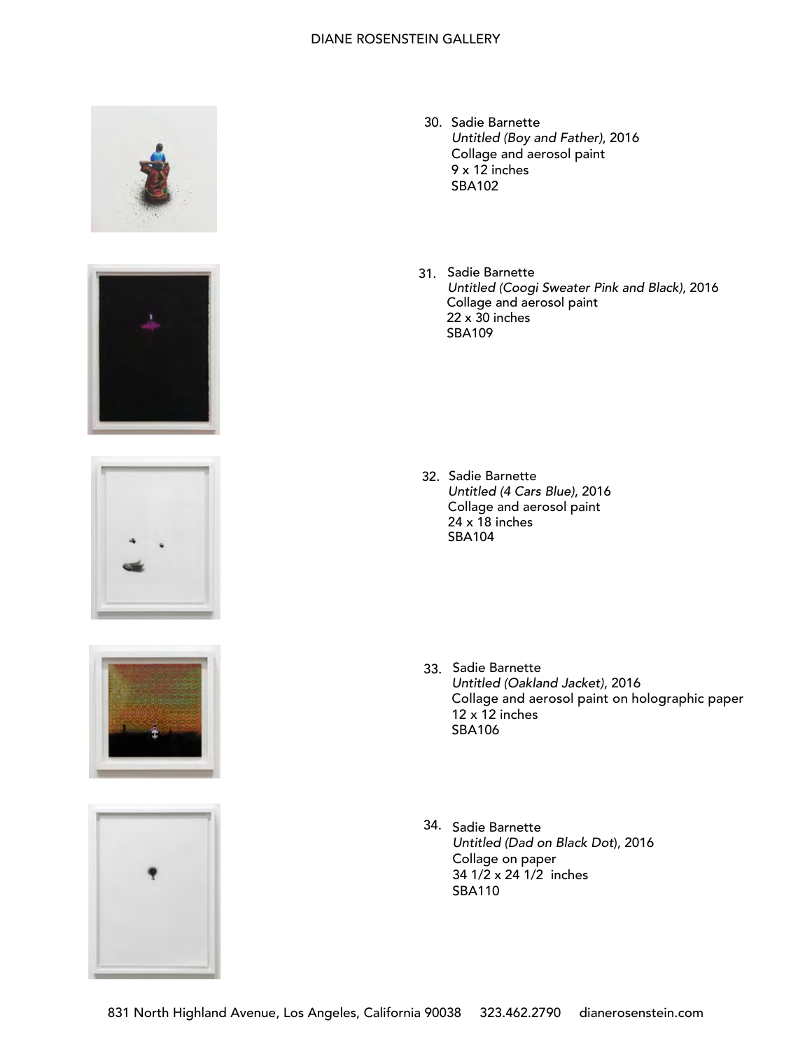30. Sadie Barnette
*Untitled (Boy and Father)*, 2016
Collage and aerosol paint
9 x 12 inches
SBA102

31. Sadie Barnette
*Untitled (Coogi Sweater Pink and Black)*, 2016
Collage and aerosol paint
22 x 30 inches
SBA109

32. Sadie Barnette
*Untitled (4 Cars Blue)*, 2016
Collage and aerosol paint
24 x 18 inches
SBA104

33. Sadie Barnette
*Untitled (Oakland Jacket)*, 2016
Collage and aerosol paint on holographic paper
12 x 12 inches
SBA106

34. Sadie Barnette
*Untitled (Dad on Black Dot*), 2016
Collage on paper
34 1/2 x 24 1/2 inches
SBA110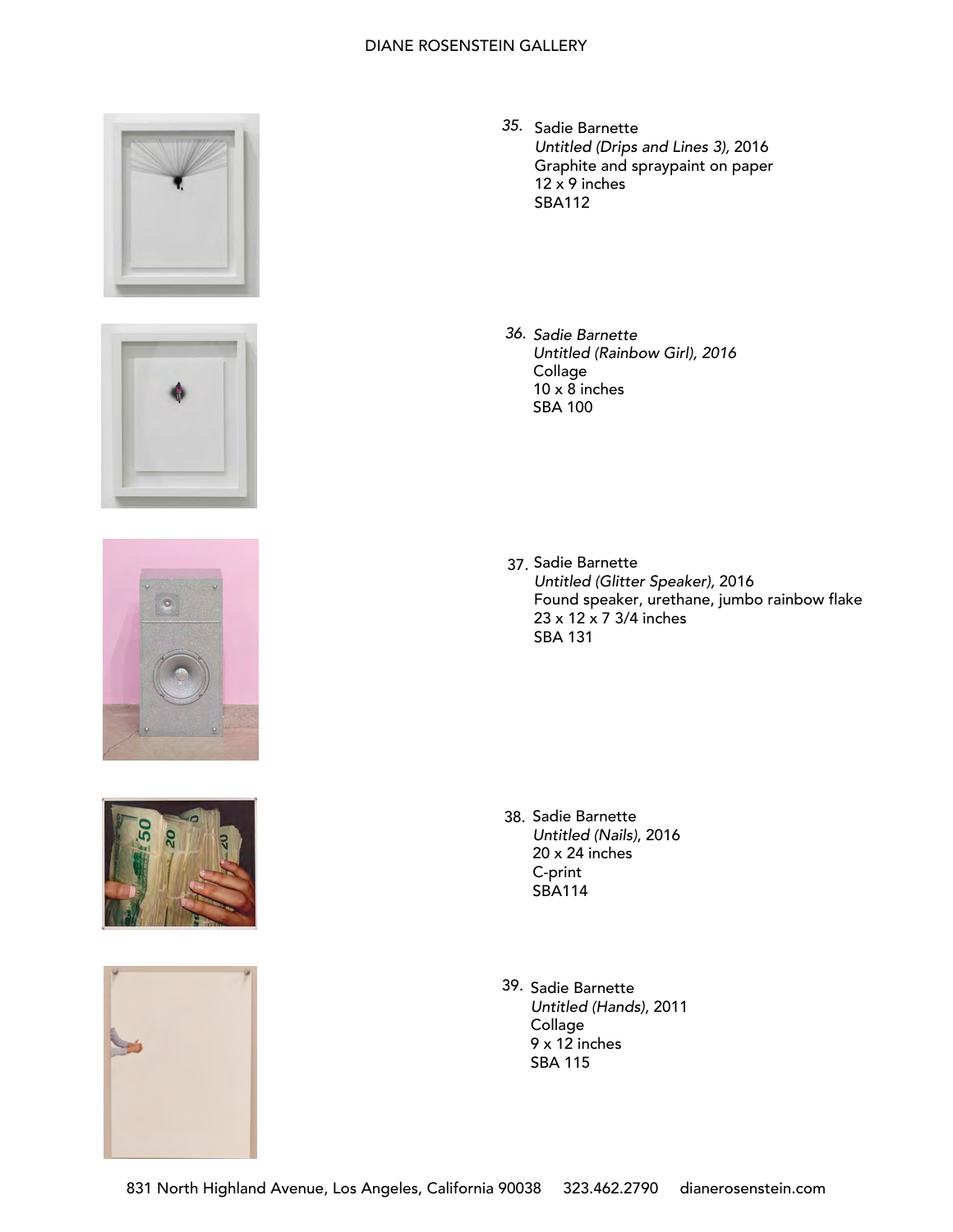35. Sadie Barnette
*Untitled (Drips and Lines 3)*, 2016
Graphite and spraypaint on paper
12 x 9 inches
SBA112

36. *Sadie Barnette*
*Untitled (Rainbow Girl), 2016*
Collage
10 x 8 inches
SBA 100

37. Sadie Barnette
*Untitled (Glitter Speaker)*, 2016
Found speaker, urethane, jumbo rainbow flake
23 x 12 x 7 3/4 inches
SBA 131

38. Sadie Barnette
*Untitled (Nails)*, 2016
20 x 24 inches
C-print
SBA114

39. Sadie Barnette
*Untitled (Hands)*, 2011
Collage
9 x 12 inches
SBA 115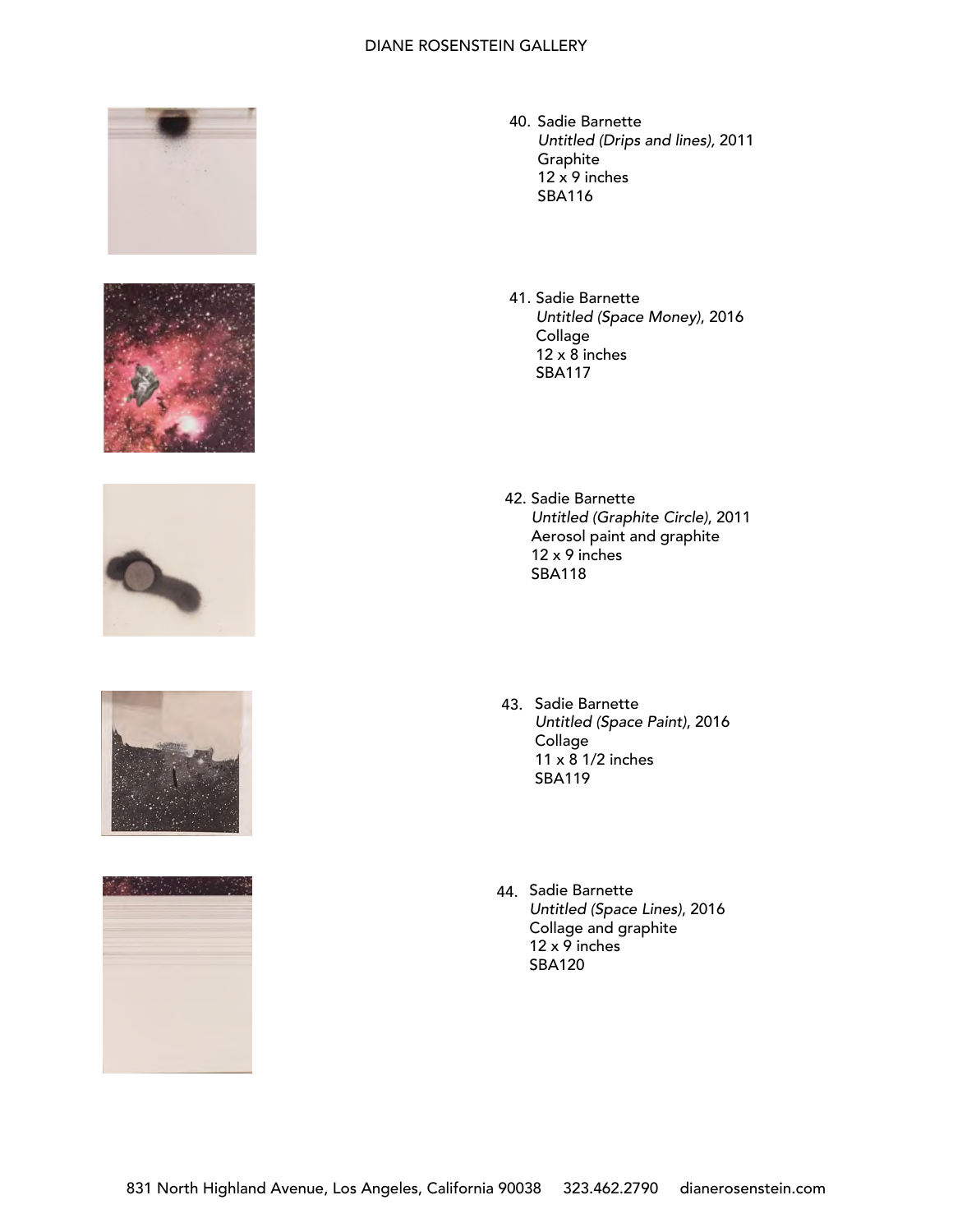40. Sadie Barnette
    *Untitled (Drips and lines)*, 2011
    Graphite
    12 x 9 inches
    SBA116

41. Sadie Barnette
    *Untitled (Space Money)*, 2016
    Collage
    12 x 8 inches
    SBA117

42. Sadie Barnette
    *Untitled (Graphite Circle)*, 2011
    Aerosol paint and graphite
    12 x 9 inches
    SBA118

43. Sadie Barnette
    *Untitled (Space Paint)*, 2016
    Collage
    11 x 8 1/2 inches
    SBA119

44. Sadie Barnette
    *Untitled (Space Lines)*, 2016
    Collage and graphite
    12 x 9 inches
    SBA120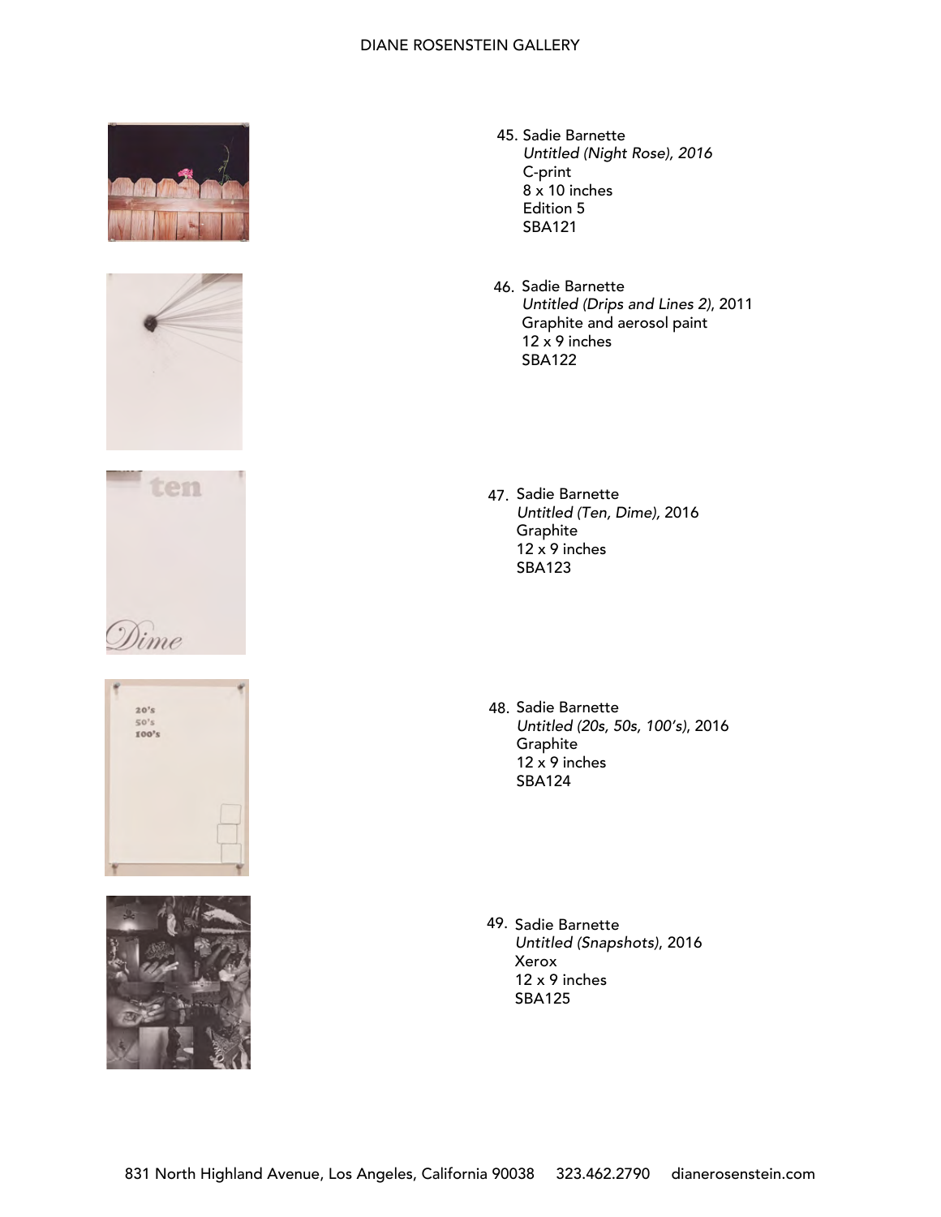45. Sadie Barnette
    *Untitled (Night Rose), 2016*
    C-print
    8 x 10 inches
    Edition 5
    SBA121

46. Sadie Barnette
    *Untitled (Drips and Lines 2)*, 2011
    Graphite and aerosol paint
    12 x 9 inches
    SBA122

47. Sadie Barnette
    *Untitled (Ten, Dime)*, 2016
    Graphite
    12 x 9 inches
    SBA123

48. Sadie Barnette
    *Untitled (20s, 50s, 100's)*, 2016
    Graphite
    12 x 9 inches
    SBA124

49. Sadie Barnette
    *Untitled (Snapshots)*, 2016
    Xerox
    12 x 9 inches
    SBA125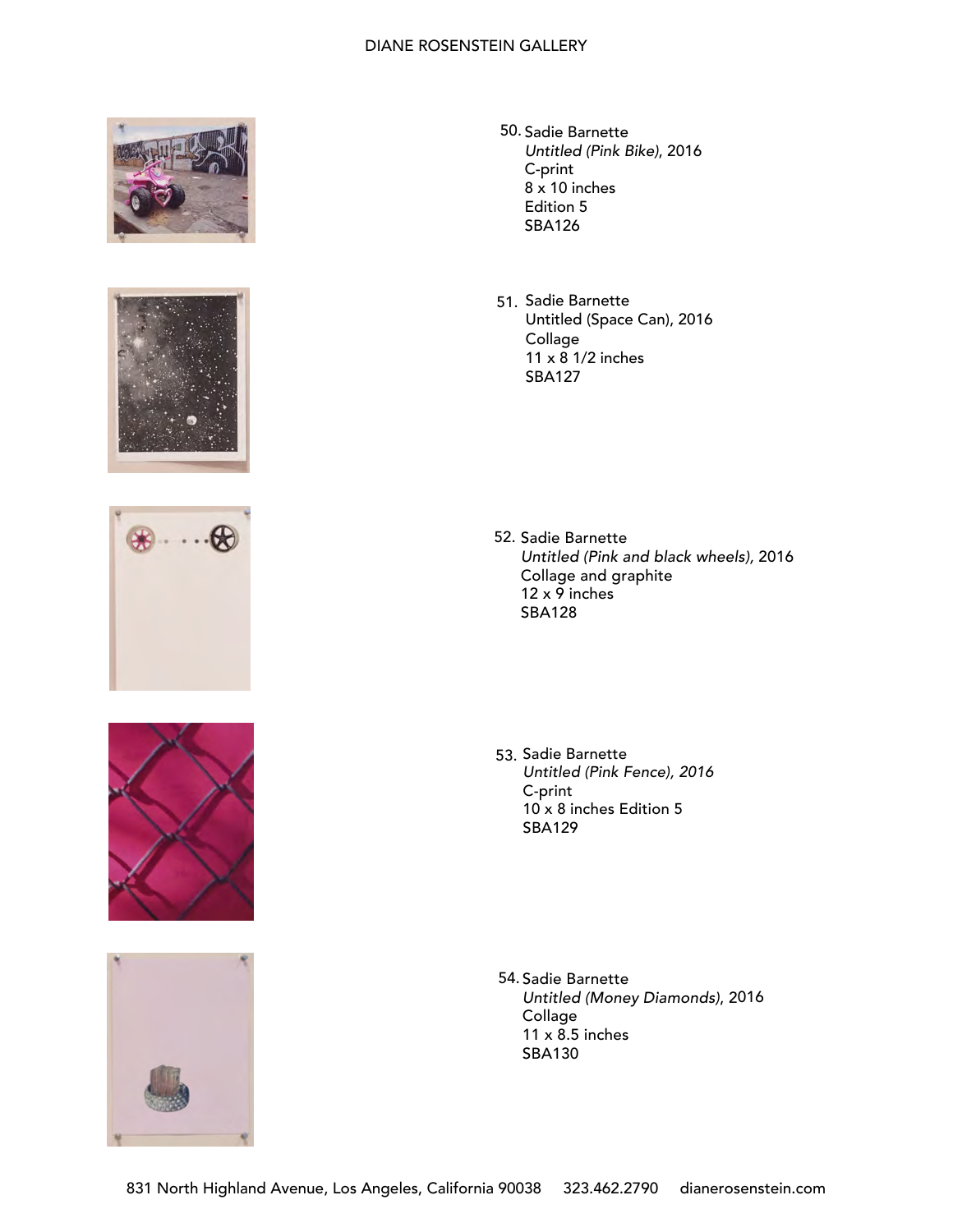50. Sadie Barnette
    *Untitled (Pink Bike)*, 2016
    C-print
    8 x 10 inches
    Edition 5
    SBA126

51. Sadie Barnette
    Untitled (Space Can), 2016
    Collage
    11 x 8 1/2 inches
    SBA127

52. Sadie Barnette
    *Untitled (Pink and black wheels),* 2016
    Collage and graphite
    12 x 9 inches
    SBA128

53. Sadie Barnette
    *Untitled (Pink Fence), 2016*
    C-print
    10 x 8 inches Edition 5
    SBA129

54. Sadie Barnette
    *Untitled (Money Diamonds)*, 2016
    Collage
    11 x 8.5 inches
    SBA130